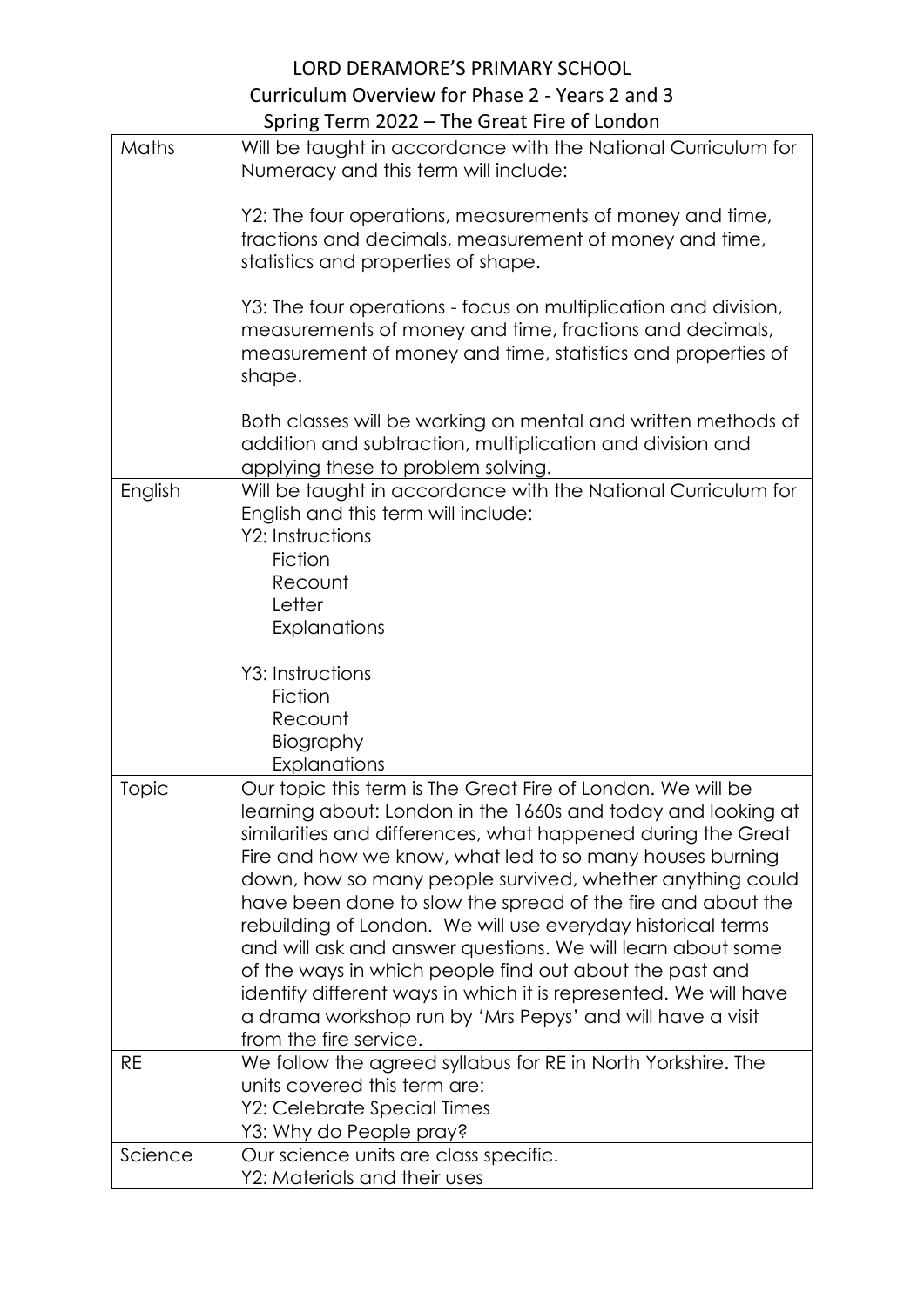# LORD DERAMORE'S PRIMARY SCHOOL

## Curriculum Overview for Phase 2 - Years 2 and 3

## Spring Term 2022 – The Great Fire of London

| | |
|---|---|
| Maths | Will be taught in accordance with the National Curriculum for Numeracy and this term will include:<br><br>Y2: The four operations, measurements of money and time, fractions and decimals, measurement of money and time, statistics and properties of shape.<br><br>Y3: The four operations - focus on multiplication and division, measurements of money and time, fractions and decimals, measurement of money and time, statistics and properties of shape.<br><br>Both classes will be working on mental and written methods of addition and subtraction, multiplication and division and applying these to problem solving. |
| English | Will be taught in accordance with the National Curriculum for English and this term will include:<br>Y2: Instructions<br>Fiction<br>Recount<br>Letter<br>Explanations<br><br>Y3: Instructions<br>Fiction<br>Recount<br>Biography<br>Explanations |
| Topic | Our topic this term is The Great Fire of London. We will be learning about: London in the 1660s and today and looking at similarities and differences, what happened during the Great Fire and how we know, what led to so many houses burning down, how so many people survived, whether anything could have been done to slow the spread of the fire and about the rebuilding of London. We will use everyday historical terms and will ask and answer questions. We will learn about some of the ways in which people find out about the past and identify different ways in which it is represented. We will have a drama workshop run by 'Mrs Pepys' and will have a visit from the fire service. |
| RE | We follow the agreed syllabus for RE in North Yorkshire. The units covered this term are:<br>Y2: Celebrate Special Times<br>Y3: Why do People pray? |
| Science | Our science units are class specific.<br>Y2: Materials and their uses |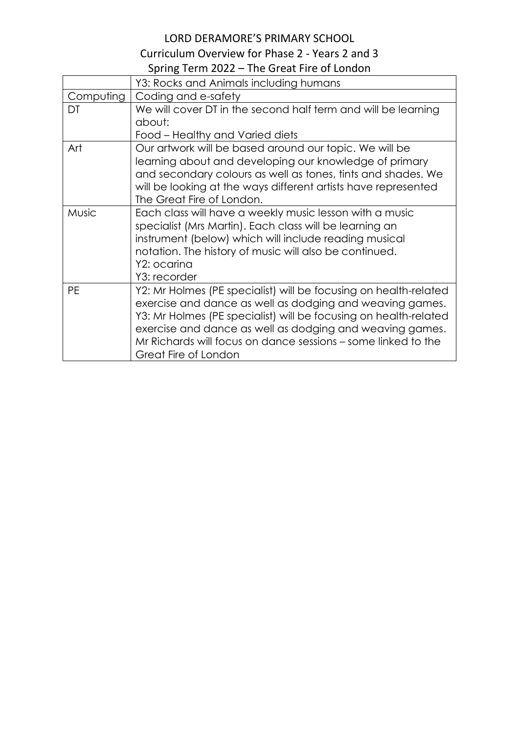# LORD DERAMORE'S PRIMARY SCHOOL

## Curriculum Overview for Phase 2 - Years 2 and 3

## Spring Term 2022 – The Great Fire of London

| | |
|---|---|
| | Y3: Rocks and Animals including humans |
| Computing | Coding and e-safety |
| DT | We will cover DT in the second half term and will be learning about:<br>Food – Healthy and Varied diets |
| Art | Our artwork will be based around our topic. We will be learning about and developing our knowledge of primary and secondary colours as well as tones, tints and shades. We will be looking at the ways different artists have represented The Great Fire of London. |
| Music | Each class will have a weekly music lesson with a music specialist (Mrs Martin). Each class will be learning an instrument (below) which will include reading musical notation. The history of music will also be continued.<br>Y2: ocarina<br>Y3: recorder |
| PE | Y2: Mr Holmes (PE specialist) will be focusing on health-related exercise and dance as well as dodging and weaving games.<br>Y3: Mr Holmes (PE specialist) will be focusing on health-related exercise and dance as well as dodging and weaving games.<br>Mr Richards will focus on dance sessions – some linked to the Great Fire of London |